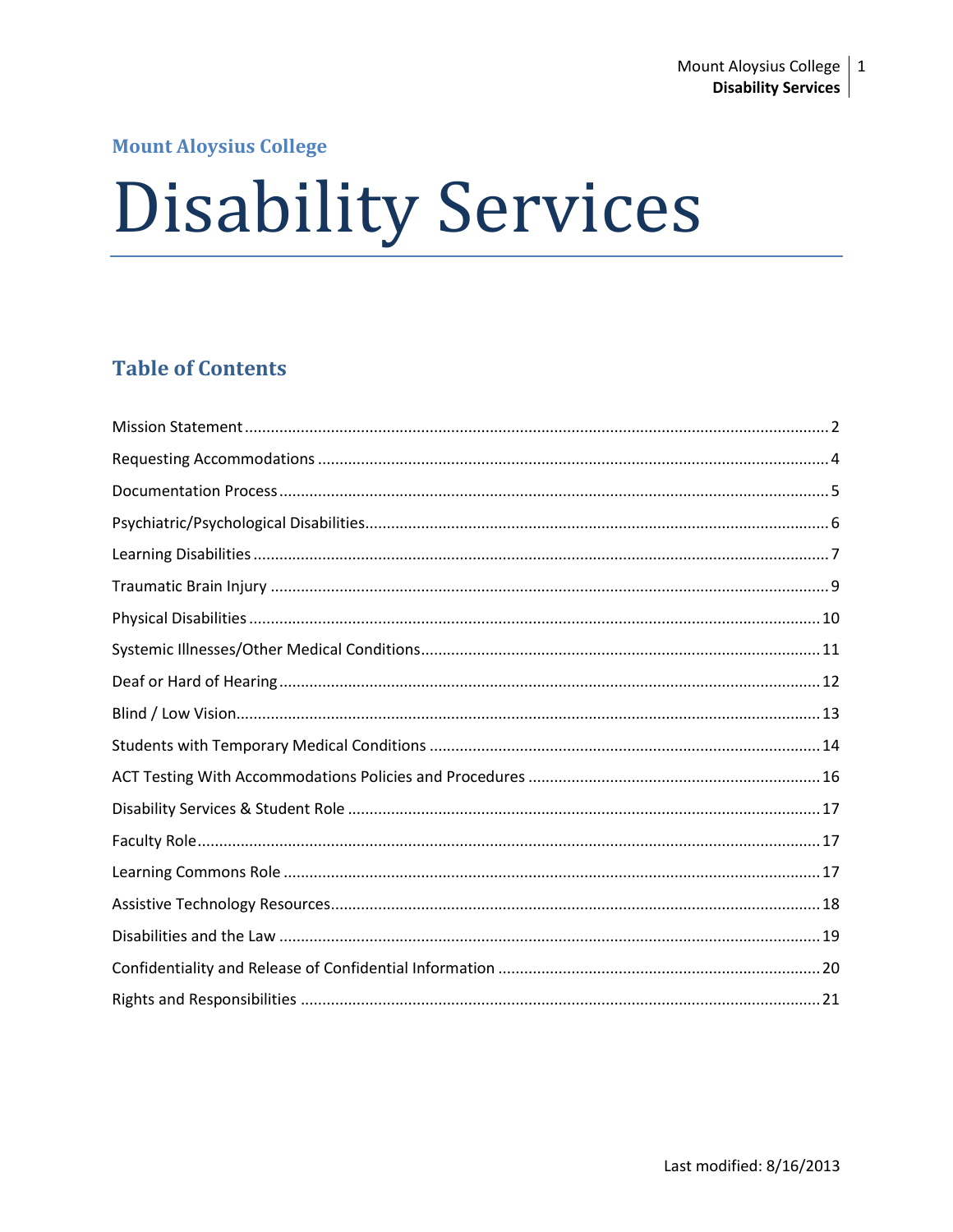Mount Aloysius College

# Disability Services

## Table of Contents

Mission Statement ..... 2
Requesting Accommodations ..... 4
Documentation Process ..... 5
Psychiatric/Psychological Disabilities ..... 6
Learning Disabilities ..... 7
Traumatic Brain Injury ..... 9
Physical Disabilities ..... 10
Systemic Illnesses/Other Medical Conditions ..... 11
Deaf or Hard of Hearing ..... 12
Blind / Low Vision ..... 13
Students with Temporary Medical Conditions ..... 14
ACT Testing With Accommodations Policies and Procedures ..... 16
Disability Services & Student Role ..... 17
Faculty Role ..... 17
Learning Commons Role ..... 17
Assistive Technology Resources ..... 18
Disabilities and the Law ..... 19
Confidentiality and Release of Confidential Information ..... 20
Rights and Responsibilities ..... 21

Last modified: 8/16/2013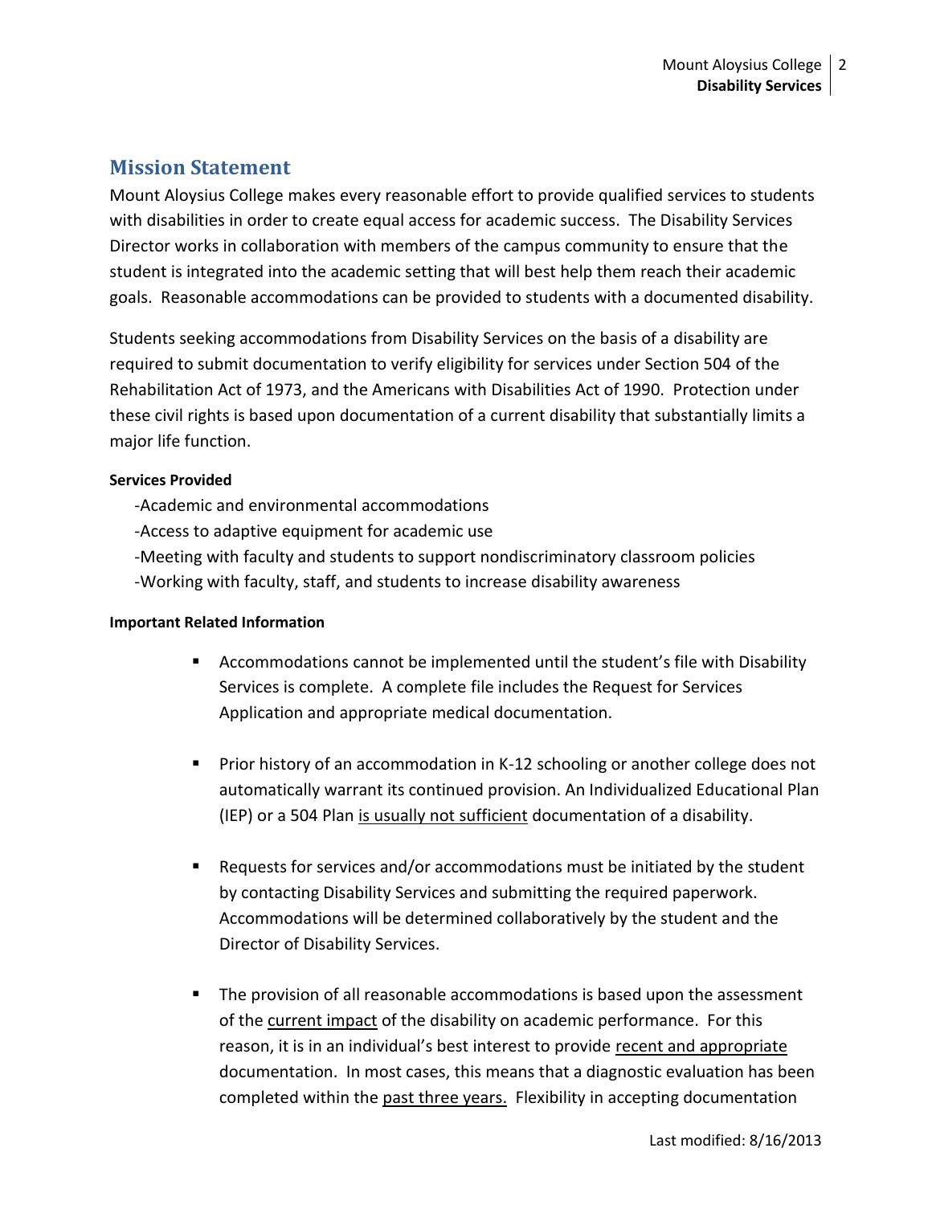## Mission Statement

Mount Aloysius College makes every reasonable effort to provide qualified services to students with disabilities in order to create equal access for academic success. The Disability Services Director works in collaboration with members of the campus community to ensure that the student is integrated into the academic setting that will best help them reach their academic goals. Reasonable accommodations can be provided to students with a documented disability.

Students seeking accommodations from Disability Services on the basis of a disability are required to submit documentation to verify eligibility for services under Section 504 of the Rehabilitation Act of 1973, and the Americans with Disabilities Act of 1990. Protection under these civil rights is based upon documentation of a current disability that substantially limits a major life function.

**Services Provided**

-Academic and environmental accommodations
-Access to adaptive equipment for academic use
-Meeting with faculty and students to support nondiscriminatory classroom policies
-Working with faculty, staff, and students to increase disability awareness

**Important Related Information**

- Accommodations cannot be implemented until the student's file with Disability Services is complete. A complete file includes the Request for Services Application and appropriate medical documentation.

- Prior history of an accommodation in K-12 schooling or another college does not automatically warrant its continued provision. An Individualized Educational Plan (IEP) or a 504 Plan <u>is usually not sufficient</u> documentation of a disability.

- Requests for services and/or accommodations must be initiated by the student by contacting Disability Services and submitting the required paperwork. Accommodations will be determined collaboratively by the student and the Director of Disability Services.

- The provision of all reasonable accommodations is based upon the assessment of the <u>current impact</u> of the disability on academic performance. For this reason, it is in an individual's best interest to provide <u>recent and appropriate</u> documentation. In most cases, this means that a diagnostic evaluation has been completed within the <u>past three years.</u> Flexibility in accepting documentation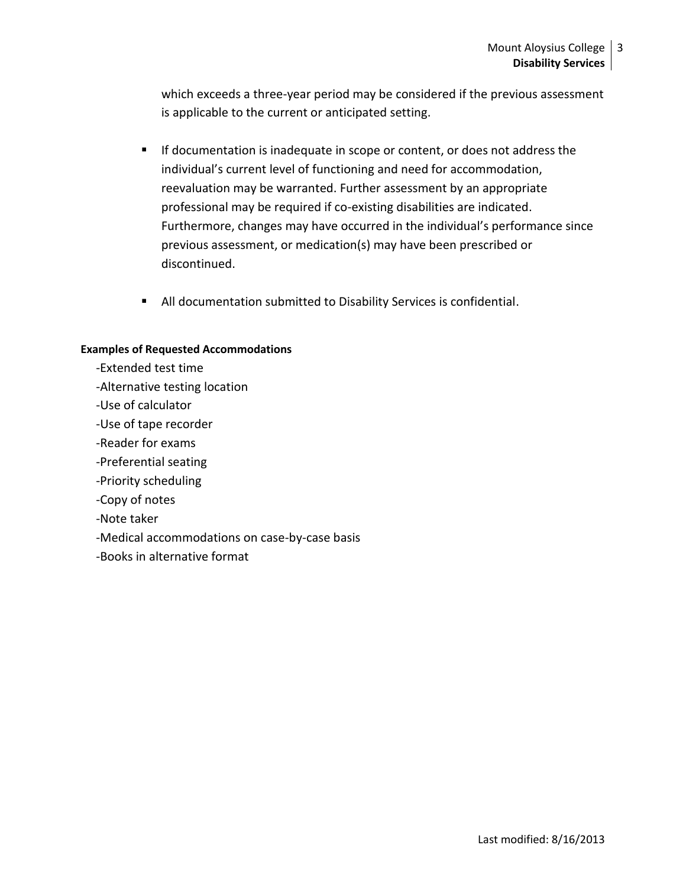which exceeds a three-year period may be considered if the previous assessment is applicable to the current or anticipated setting.

- If documentation is inadequate in scope or content, or does not address the individual's current level of functioning and need for accommodation, reevaluation may be warranted. Further assessment by an appropriate professional may be required if co-existing disabilities are indicated. Furthermore, changes may have occurred in the individual's performance since previous assessment, or medication(s) may have been prescribed or discontinued.

- All documentation submitted to Disability Services is confidential.

**Examples of Requested Accommodations**

-Extended test time
-Alternative testing location
-Use of calculator
-Use of tape recorder
-Reader for exams
-Preferential seating
-Priority scheduling
-Copy of notes
-Note taker
-Medical accommodations on case-by-case basis
-Books in alternative format

Last modified: 8/16/2013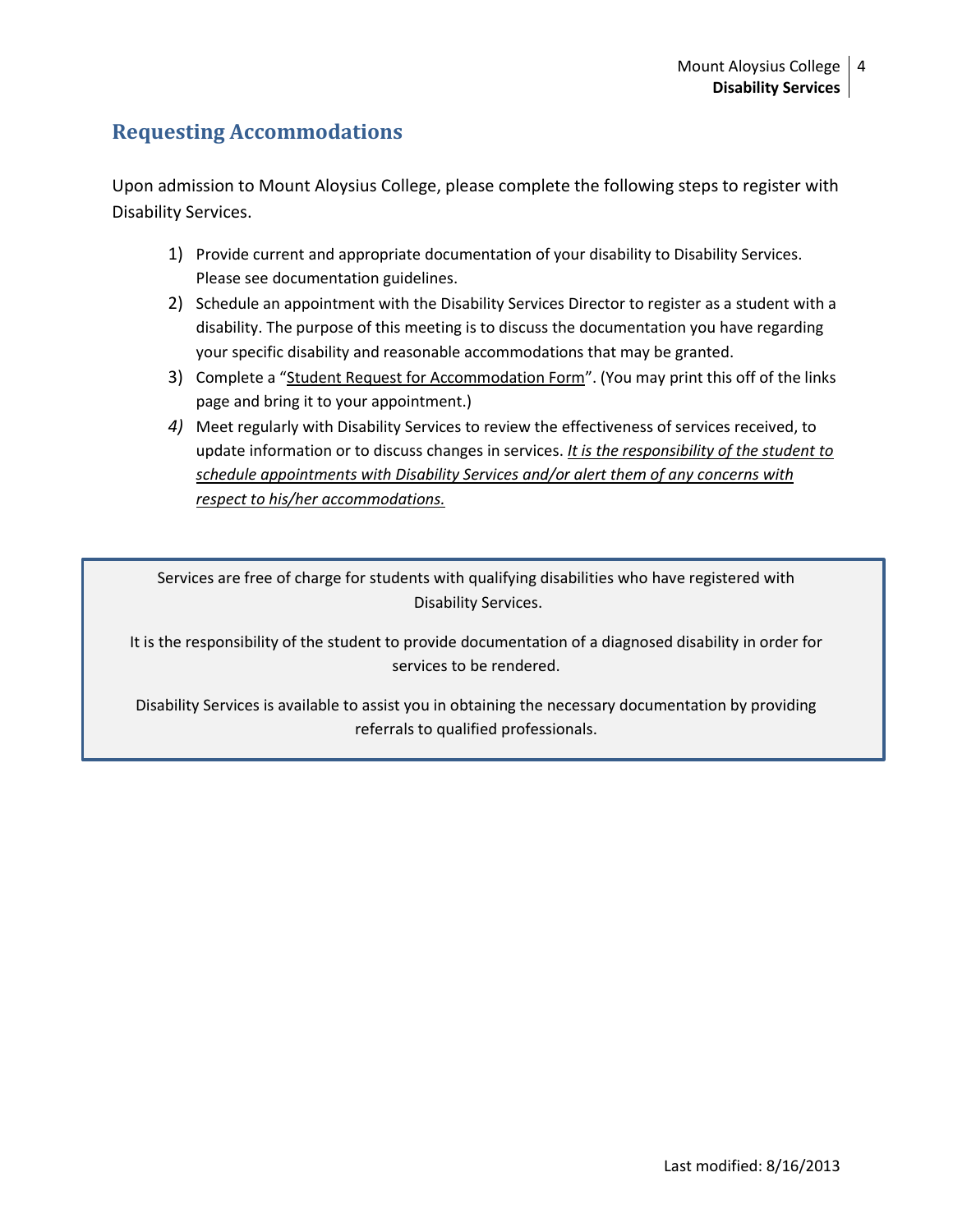## Requesting Accommodations

Upon admission to Mount Aloysius College, please complete the following steps to register with Disability Services.

1) Provide current and appropriate documentation of your disability to Disability Services. Please see documentation guidelines.
2) Schedule an appointment with the Disability Services Director to register as a student with a disability. The purpose of this meeting is to discuss the documentation you have regarding your specific disability and reasonable accommodations that may be granted.
3) Complete a "<u>Student Request for Accommodation Form</u>". (You may print this off of the links page and bring it to your appointment.)
4) Meet regularly with Disability Services to review the effectiveness of services received, to update information or to discuss changes in services. *<u>It is the responsibility of the student to schedule appointments with Disability Services and/or alert them of any concerns with respect to his/her accommodations.</u>*

> Services are free of charge for students with qualifying disabilities who have registered with Disability Services.
>
> It is the responsibility of the student to provide documentation of a diagnosed disability in order for services to be rendered.
>
> Disability Services is available to assist you in obtaining the necessary documentation by providing referrals to qualified professionals.

Last modified: 8/16/2013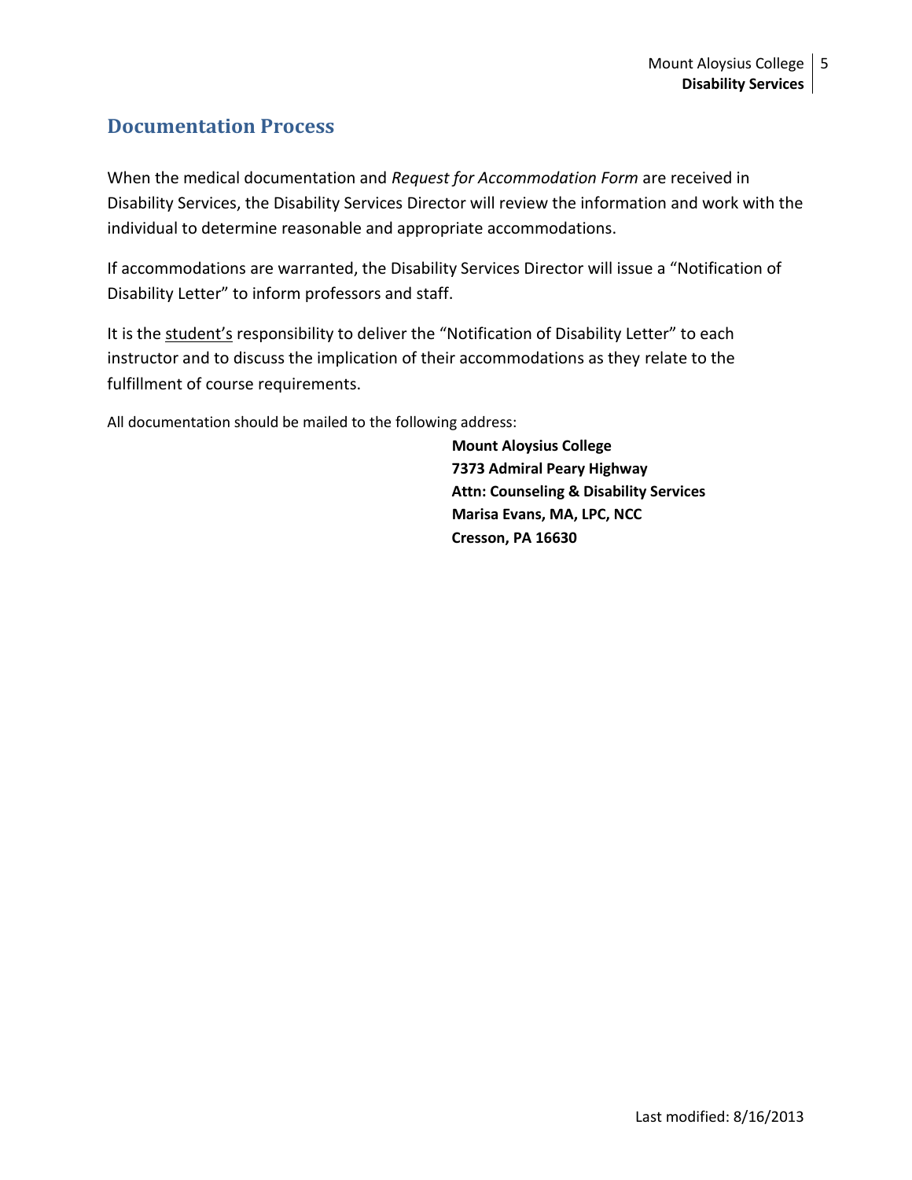## Documentation Process

When the medical documentation and *Request for Accommodation Form* are received in Disability Services, the Disability Services Director will review the information and work with the individual to determine reasonable and appropriate accommodations.

If accommodations are warranted, the Disability Services Director will issue a "Notification of Disability Letter" to inform professors and staff.

It is the <u>student's</u> responsibility to deliver the "Notification of Disability Letter" to each instructor and to discuss the implication of their accommodations as they relate to the fulfillment of course requirements.

All documentation should be mailed to the following address:

**Mount Aloysius College**
**7373 Admiral Peary Highway**
**Attn: Counseling & Disability Services**
**Marisa Evans, MA, LPC, NCC**
**Cresson, PA 16630**

Last modified: 8/16/2013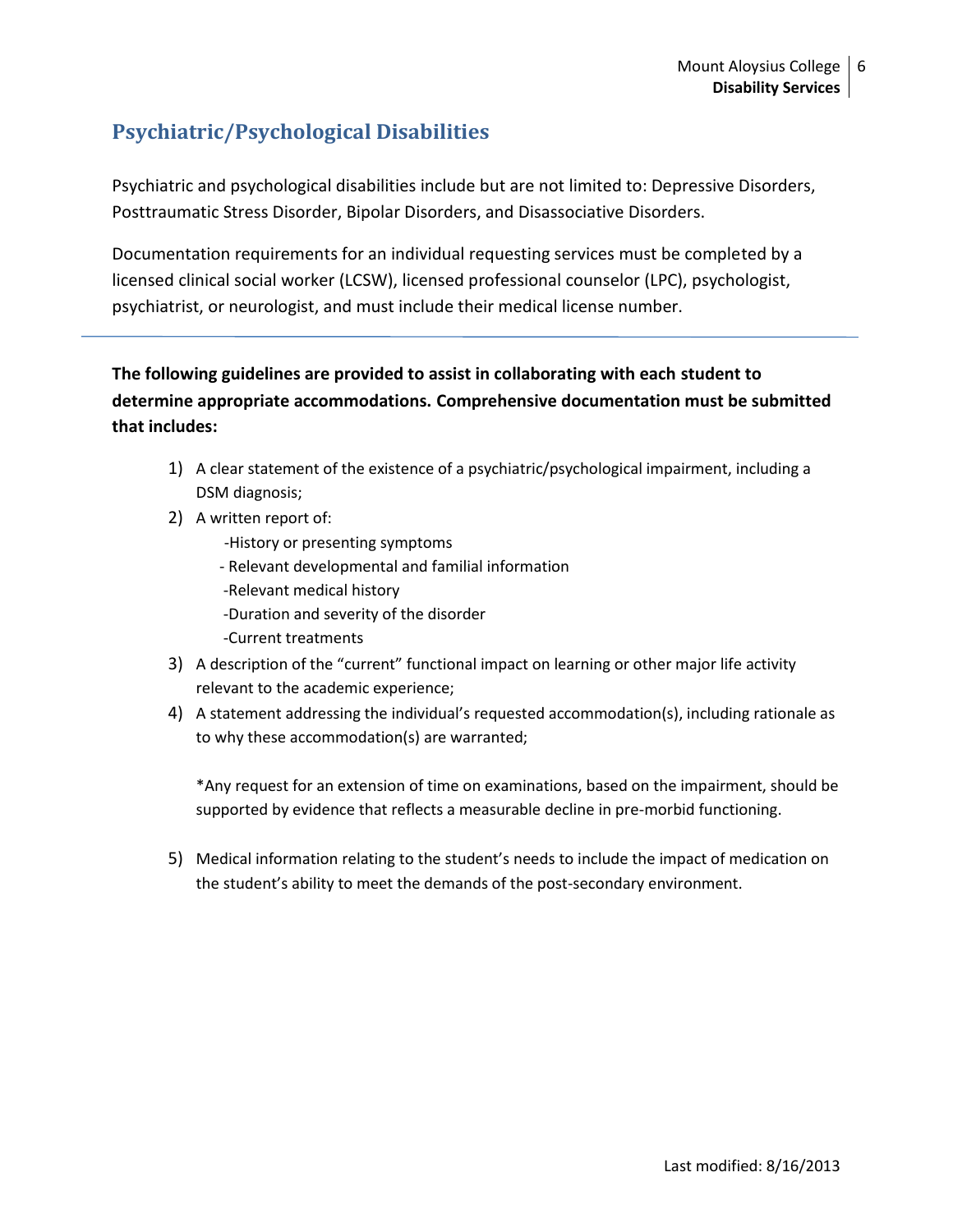## Psychiatric/Psychological Disabilities

Psychiatric and psychological disabilities include but are not limited to: Depressive Disorders, Posttraumatic Stress Disorder, Bipolar Disorders, and Disassociative Disorders.

Documentation requirements for an individual requesting services must be completed by a licensed clinical social worker (LCSW), licensed professional counselor (LPC), psychologist, psychiatrist, or neurologist, and must include their medical license number.

---

**The following guidelines are provided to assist in collaborating with each student to determine appropriate accommodations. Comprehensive documentation must be submitted that includes:**

1) A clear statement of the existence of a psychiatric/psychological impairment, including a DSM diagnosis;
2) A written report of:
   - History or presenting symptoms
   - Relevant developmental and familial information
   - Relevant medical history
   - Duration and severity of the disorder
   - Current treatments
3) A description of the "current" functional impact on learning or other major life activity relevant to the academic experience;
4) A statement addressing the individual's requested accommodation(s), including rationale as to why these accommodation(s) are warranted;

   *Any request for an extension of time on examinations, based on the impairment, should be supported by evidence that reflects a measurable decline in pre-morbid functioning.

5) Medical information relating to the student's needs to include the impact of medication on the student's ability to meet the demands of the post-secondary environment.

Last modified: 8/16/2013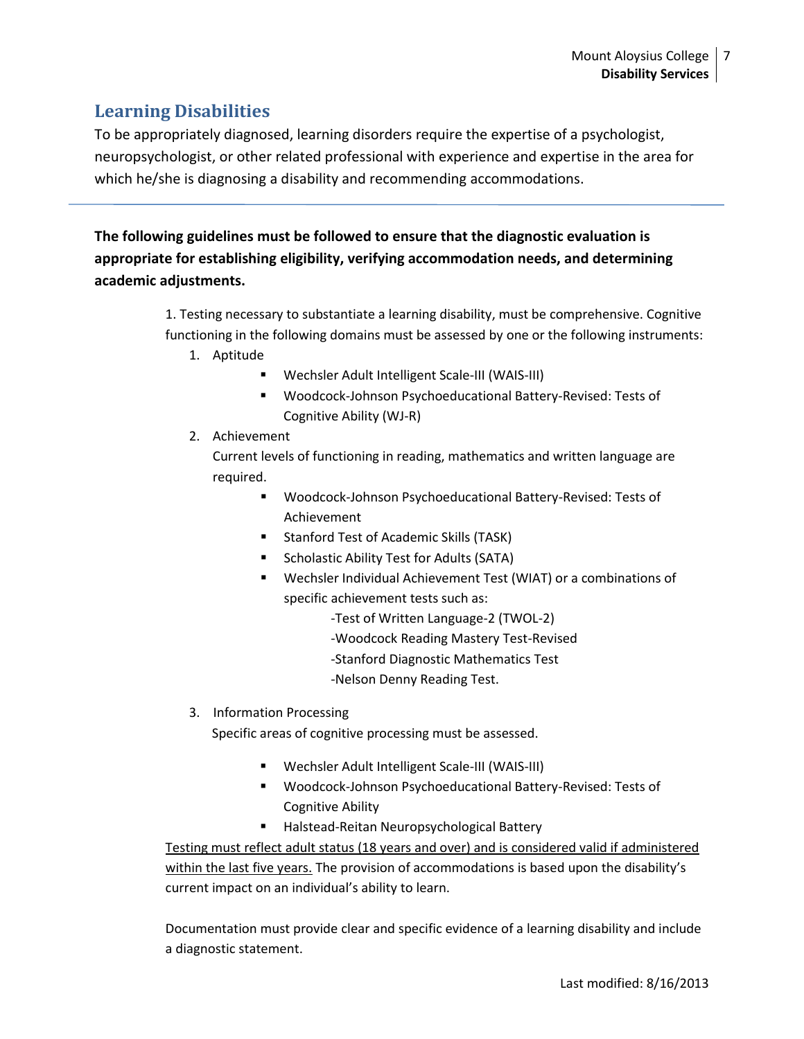## Learning Disabilities

To be appropriately diagnosed, learning disorders require the expertise of a psychologist, neuropsychologist, or other related professional with experience and expertise in the area for which he/she is diagnosing a disability and recommending accommodations.

---

**The following guidelines must be followed to ensure that the diagnostic evaluation is appropriate for establishing eligibility, verifying accommodation needs, and determining academic adjustments.**

1. Testing necessary to substantiate a learning disability, must be comprehensive. Cognitive functioning in the following domains must be assessed by one or the following instruments:

1. Aptitude
   - Wechsler Adult Intelligent Scale-III (WAIS-III)
   - Woodcock-Johnson Psychoeducational Battery-Revised: Tests of Cognitive Ability (WJ-R)
2. Achievement

   Current levels of functioning in reading, mathematics and written language are required.
   - Woodcock-Johnson Psychoeducational Battery-Revised: Tests of Achievement
   - Stanford Test of Academic Skills (TASK)
   - Scholastic Ability Test for Adults (SATA)
   - Wechsler Individual Achievement Test (WIAT) or a combinations of specific achievement tests such as:

     -Test of Written Language-2 (TWOL-2)  
     -Woodcock Reading Mastery Test-Revised  
     -Stanford Diagnostic Mathematics Test  
     -Nelson Denny Reading Test.
3. Information Processing

   Specific areas of cognitive processing must be assessed.
   - Wechsler Adult Intelligent Scale-III (WAIS-III)
   - Woodcock-Johnson Psychoeducational Battery-Revised: Tests of Cognitive Ability
   - Halstead-Reitan Neuropsychological Battery

<u>Testing must reflect adult status (18 years and over) and is considered valid if administered within the last five years.</u> The provision of accommodations is based upon the disability's current impact on an individual's ability to learn.

Documentation must provide clear and specific evidence of a learning disability and include a diagnostic statement.

Last modified: 8/16/2013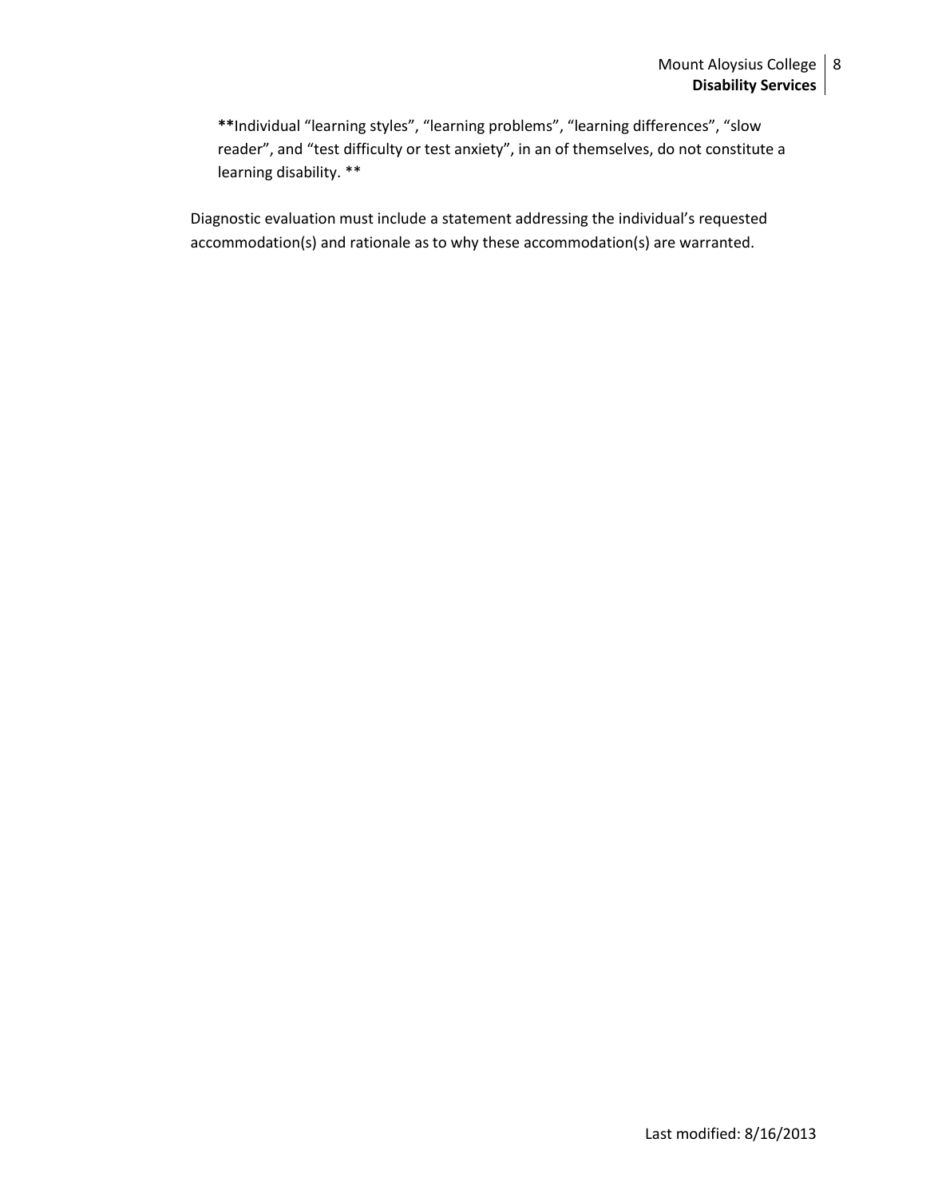**Individual “learning styles”, “learning problems”, “learning differences”, “slow reader”, and “test difficulty or test anxiety”, in an of themselves, do not constitute a learning disability. **

Diagnostic evaluation must include a statement addressing the individual’s requested accommodation(s) and rationale as to why these accommodation(s) are warranted.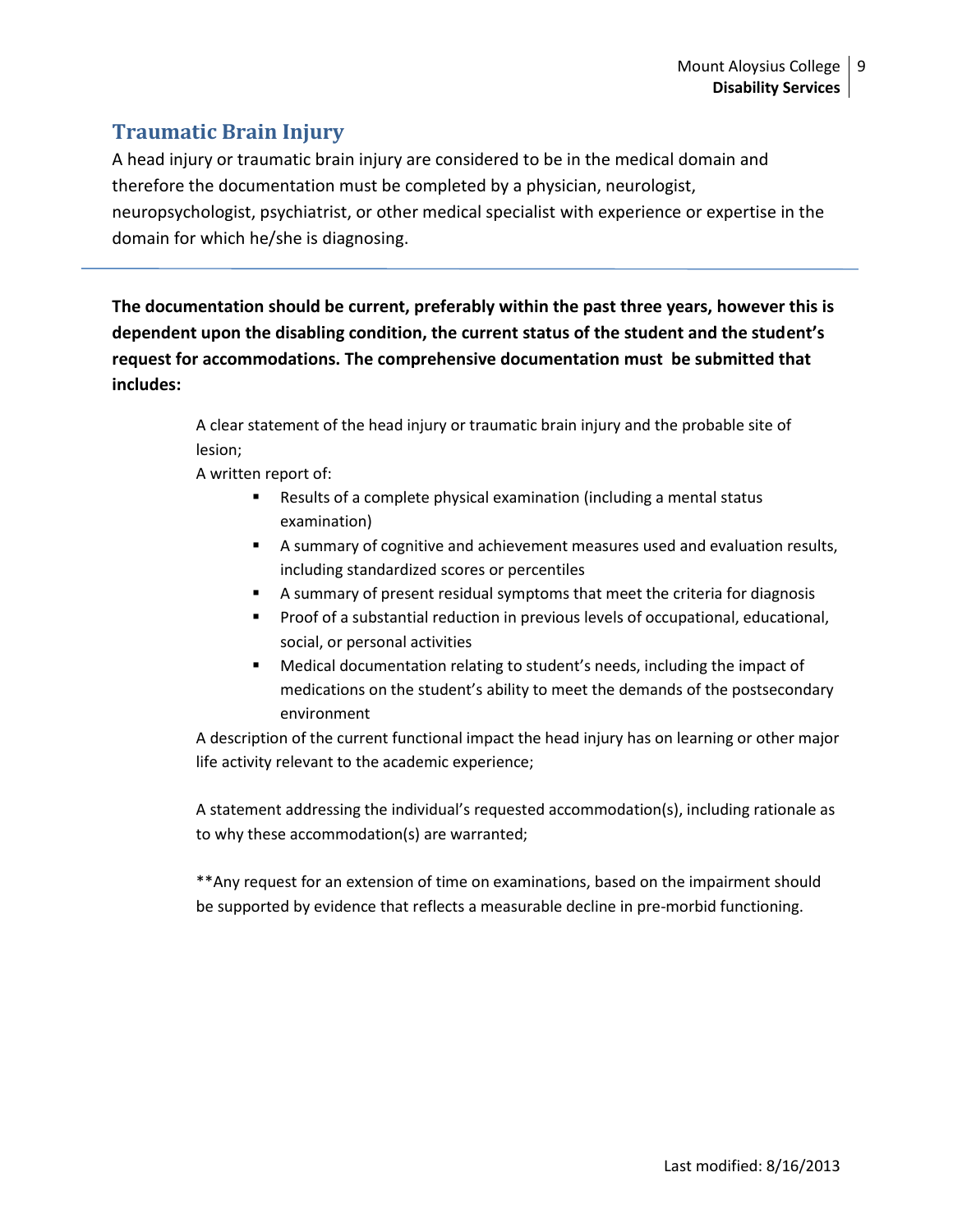## Traumatic Brain Injury

A head injury or traumatic brain injury are considered to be in the medical domain and therefore the documentation must be completed by a physician, neurologist, neuropsychologist, psychiatrist, or other medical specialist with experience or expertise in the domain for which he/she is diagnosing.

---

**The documentation should be current, preferably within the past three years, however this is dependent upon the disabling condition, the current status of the student and the student's request for accommodations. The comprehensive documentation must be submitted that includes:**

A clear statement of the head injury or traumatic brain injury and the probable site of lesion;

A written report of:

- Results of a complete physical examination (including a mental status examination)
- A summary of cognitive and achievement measures used and evaluation results, including standardized scores or percentiles
- A summary of present residual symptoms that meet the criteria for diagnosis
- Proof of a substantial reduction in previous levels of occupational, educational, social, or personal activities
- Medical documentation relating to student's needs, including the impact of medications on the student's ability to meet the demands of the postsecondary environment

A description of the current functional impact the head injury has on learning or other major life activity relevant to the academic experience;

A statement addressing the individual's requested accommodation(s), including rationale as to why these accommodation(s) are warranted;

**Any request for an extension of time on examinations, based on the impairment should be supported by evidence that reflects a measurable decline in pre-morbid functioning.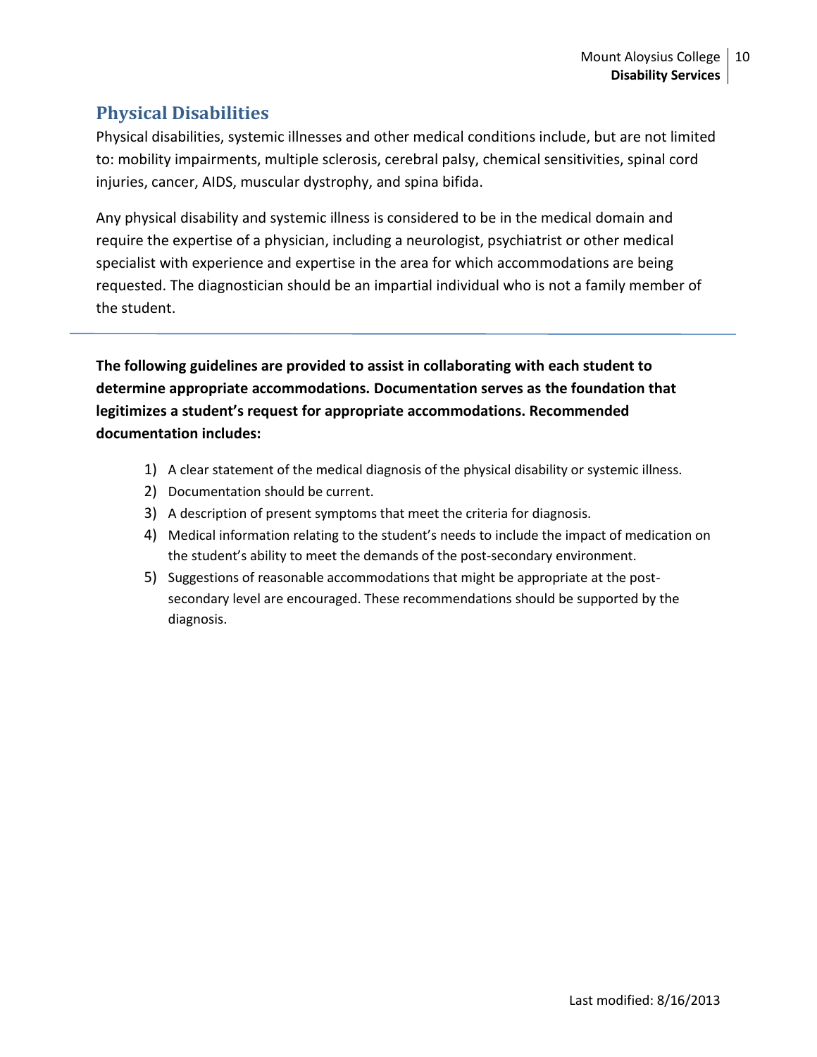## Physical Disabilities

Physical disabilities, systemic illnesses and other medical conditions include, but are not limited to: mobility impairments, multiple sclerosis, cerebral palsy, chemical sensitivities, spinal cord injuries, cancer, AIDS, muscular dystrophy, and spina bifida.

Any physical disability and systemic illness is considered to be in the medical domain and require the expertise of a physician, including a neurologist, psychiatrist or other medical specialist with experience and expertise in the area for which accommodations are being requested. The diagnostician should be an impartial individual who is not a family member of the student.

---

**The following guidelines are provided to assist in collaborating with each student to determine appropriate accommodations. Documentation serves as the foundation that legitimizes a student's request for appropriate accommodations. Recommended documentation includes:**

1) A clear statement of the medical diagnosis of the physical disability or systemic illness.
2) Documentation should be current.
3) A description of present symptoms that meet the criteria for diagnosis.
4) Medical information relating to the student's needs to include the impact of medication on the student's ability to meet the demands of the post-secondary environment.
5) Suggestions of reasonable accommodations that might be appropriate at the post-secondary level are encouraged. These recommendations should be supported by the diagnosis.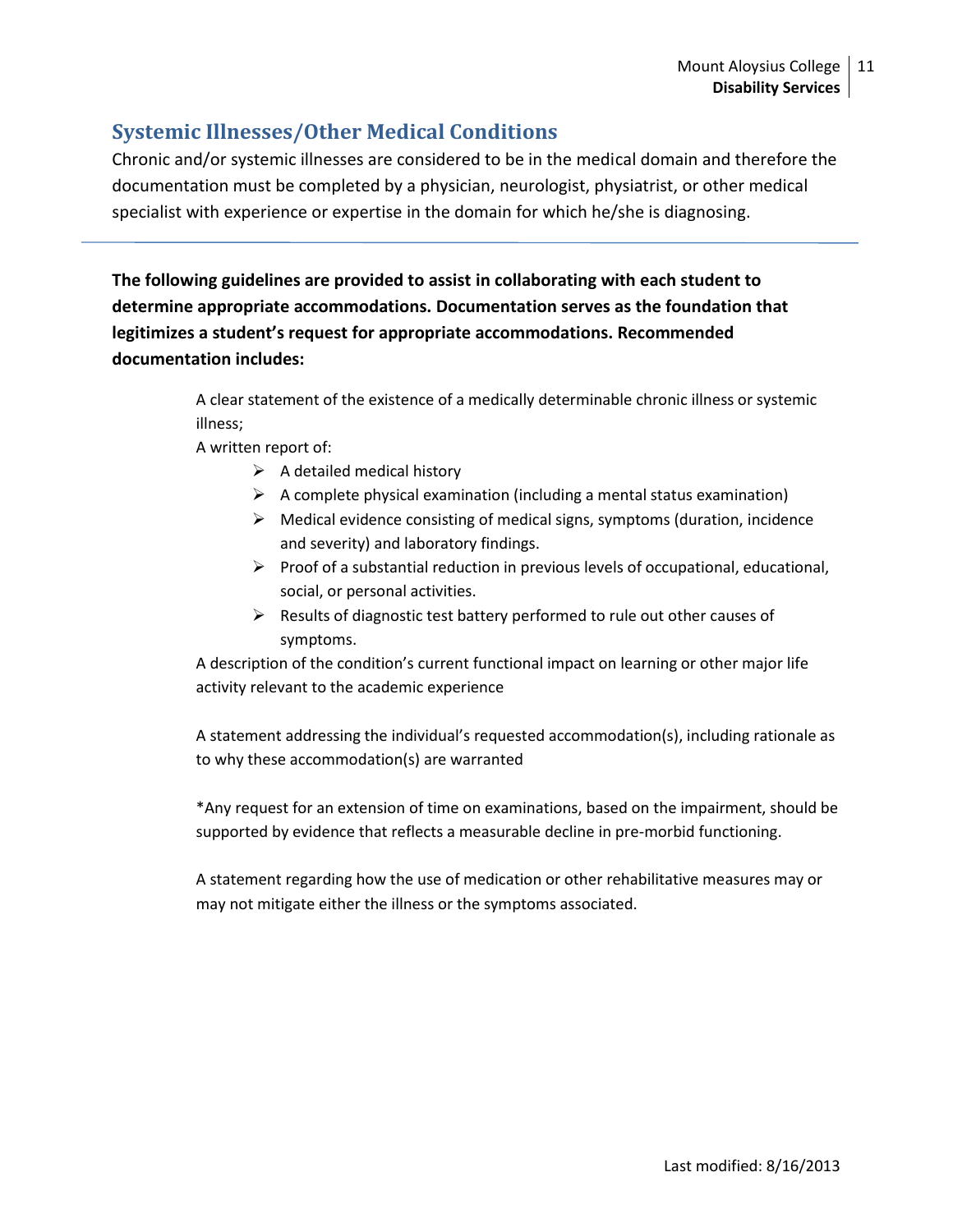## Systemic Illnesses/Other Medical Conditions

Chronic and/or systemic illnesses are considered to be in the medical domain and therefore the documentation must be completed by a physician, neurologist, physiatrist, or other medical specialist with experience or expertise in the domain for which he/she is diagnosing.

---

**The following guidelines are provided to assist in collaborating with each student to determine appropriate accommodations. Documentation serves as the foundation that legitimizes a student's request for appropriate accommodations. Recommended documentation includes:**

A clear statement of the existence of a medically determinable chronic illness or systemic illness;

A written report of:

- A detailed medical history
- A complete physical examination (including a mental status examination)
- Medical evidence consisting of medical signs, symptoms (duration, incidence and severity) and laboratory findings.
- Proof of a substantial reduction in previous levels of occupational, educational, social, or personal activities.
- Results of diagnostic test battery performed to rule out other causes of symptoms.

A description of the condition's current functional impact on learning or other major life activity relevant to the academic experience

A statement addressing the individual's requested accommodation(s), including rationale as to why these accommodation(s) are warranted

*Any request for an extension of time on examinations, based on the impairment, should be supported by evidence that reflects a measurable decline in pre-morbid functioning.

A statement regarding how the use of medication or other rehabilitative measures may or may not mitigate either the illness or the symptoms associated.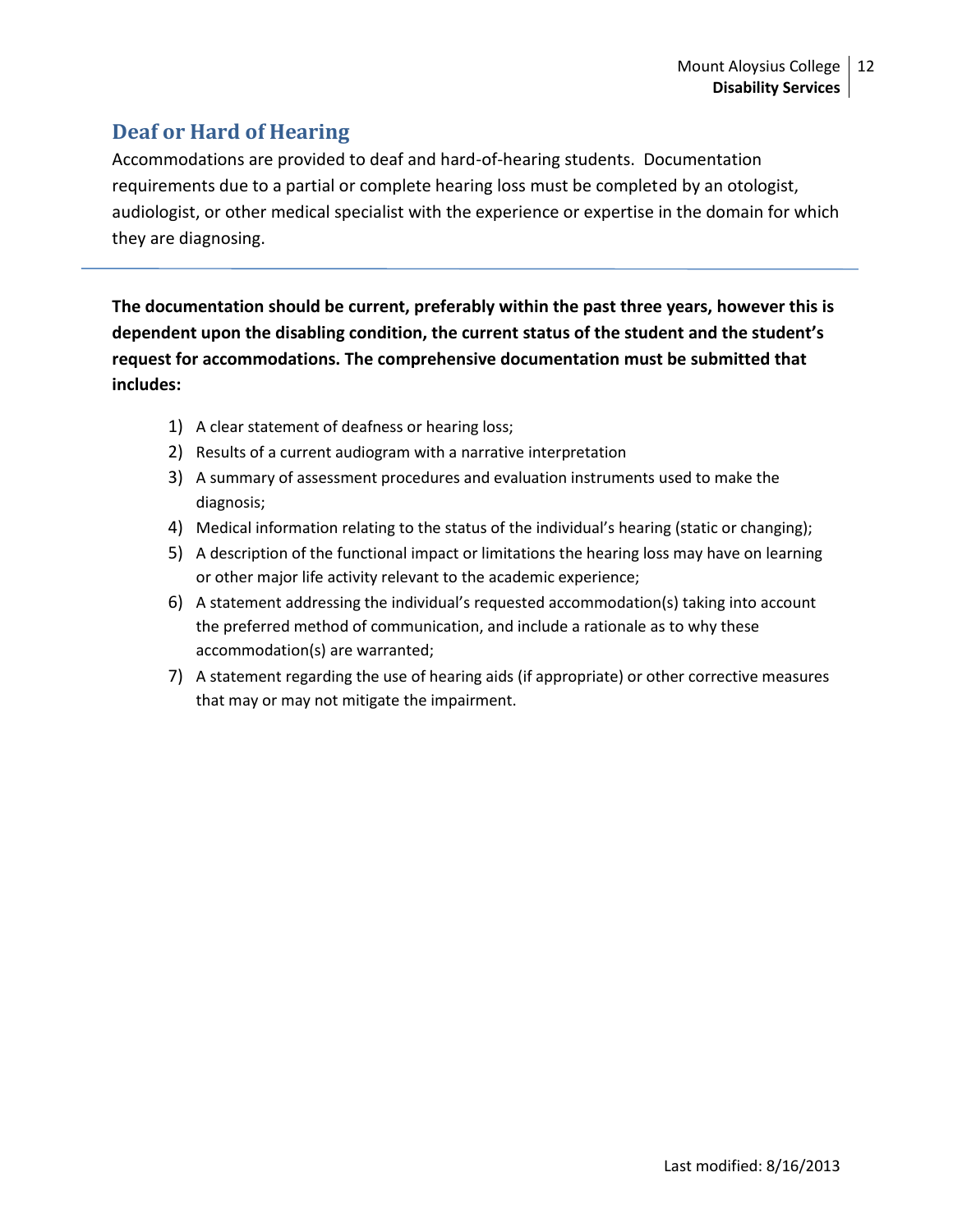## Deaf or Hard of Hearing

Accommodations are provided to deaf and hard-of-hearing students. Documentation requirements due to a partial or complete hearing loss must be completed by an otologist, audiologist, or other medical specialist with the experience or expertise in the domain for which they are diagnosing.

---

**The documentation should be current, preferably within the past three years, however this is dependent upon the disabling condition, the current status of the student and the student's request for accommodations. The comprehensive documentation must be submitted that includes:**

1) A clear statement of deafness or hearing loss;
2) Results of a current audiogram with a narrative interpretation
3) A summary of assessment procedures and evaluation instruments used to make the diagnosis;
4) Medical information relating to the status of the individual's hearing (static or changing);
5) A description of the functional impact or limitations the hearing loss may have on learning or other major life activity relevant to the academic experience;
6) A statement addressing the individual's requested accommodation(s) taking into account the preferred method of communication, and include a rationale as to why these accommodation(s) are warranted;
7) A statement regarding the use of hearing aids (if appropriate) or other corrective measures that may or may not mitigate the impairment.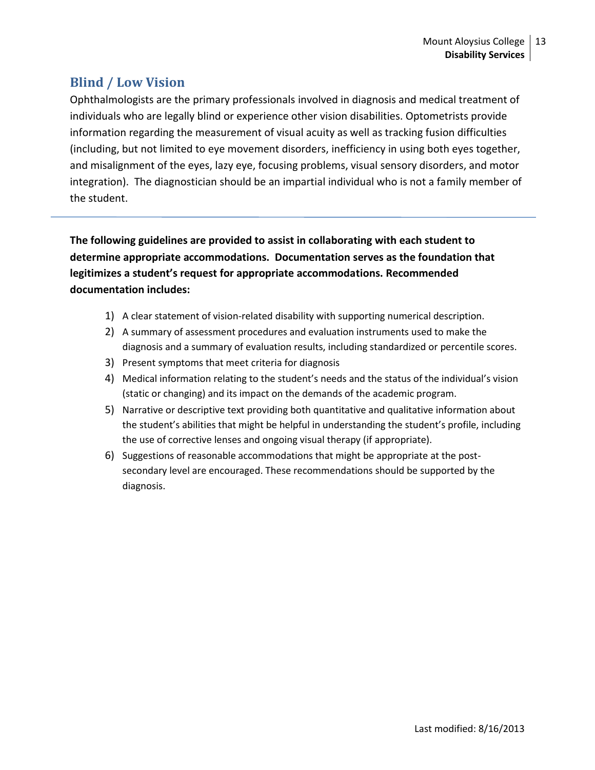## Blind / Low Vision

Ophthalmologists are the primary professionals involved in diagnosis and medical treatment of individuals who are legally blind or experience other vision disabilities. Optometrists provide information regarding the measurement of visual acuity as well as tracking fusion difficulties (including, but not limited to eye movement disorders, inefficiency in using both eyes together, and misalignment of the eyes, lazy eye, focusing problems, visual sensory disorders, and motor integration). The diagnostician should be an impartial individual who is not a family member of the student.

---

**The following guidelines are provided to assist in collaborating with each student to determine appropriate accommodations. Documentation serves as the foundation that legitimizes a student's request for appropriate accommodations. Recommended documentation includes:**

1) A clear statement of vision-related disability with supporting numerical description.
2) A summary of assessment procedures and evaluation instruments used to make the diagnosis and a summary of evaluation results, including standardized or percentile scores.
3) Present symptoms that meet criteria for diagnosis
4) Medical information relating to the student's needs and the status of the individual's vision (static or changing) and its impact on the demands of the academic program.
5) Narrative or descriptive text providing both quantitative and qualitative information about the student's abilities that might be helpful in understanding the student's profile, including the use of corrective lenses and ongoing visual therapy (if appropriate).
6) Suggestions of reasonable accommodations that might be appropriate at the post-secondary level are encouraged. These recommendations should be supported by the diagnosis.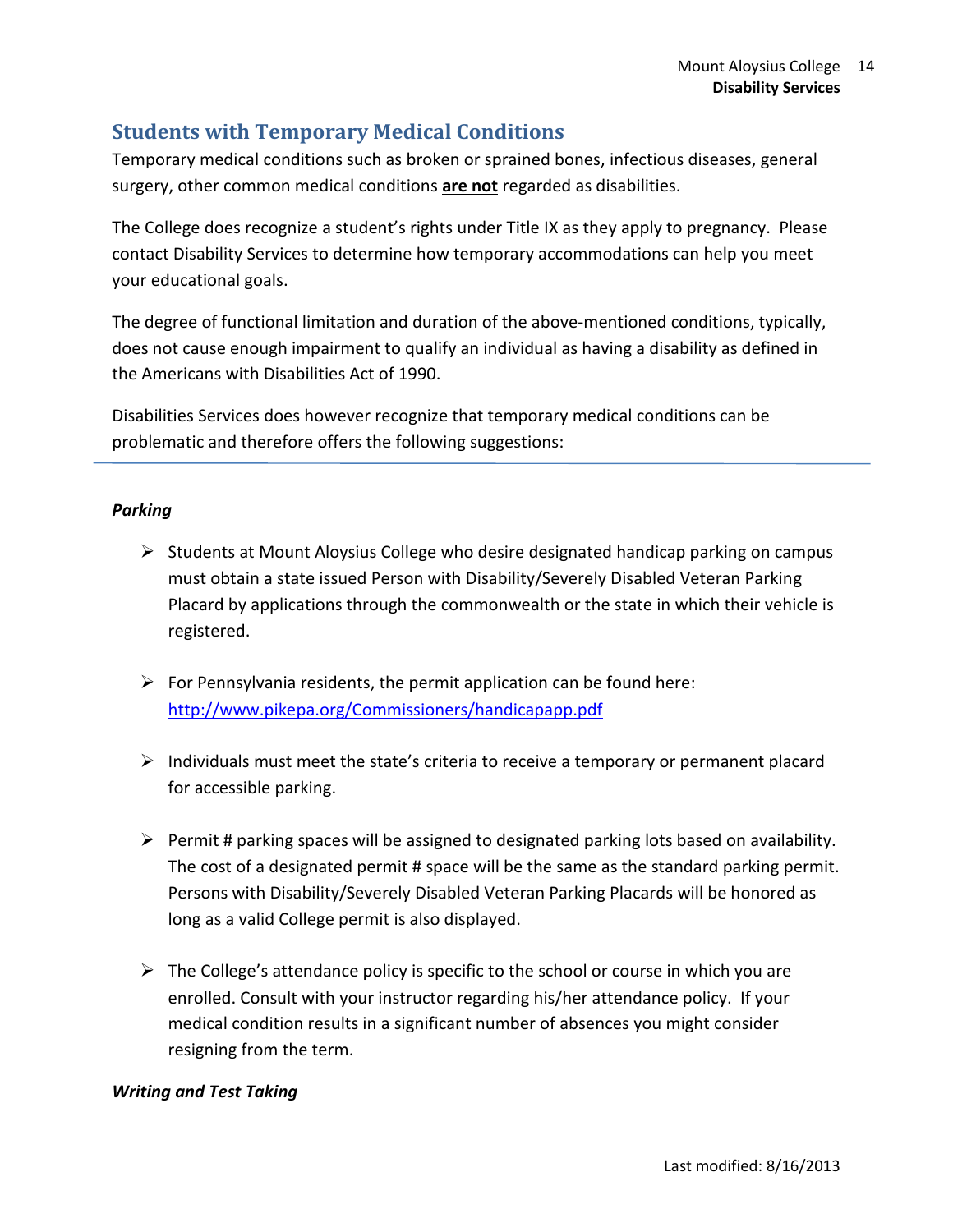## Students with Temporary Medical Conditions

Temporary medical conditions such as broken or sprained bones, infectious diseases, general surgery, other common medical conditions **are not** regarded as disabilities.

The College does recognize a student's rights under Title IX as they apply to pregnancy. Please contact Disability Services to determine how temporary accommodations can help you meet your educational goals.

The degree of functional limitation and duration of the above-mentioned conditions, typically, does not cause enough impairment to qualify an individual as having a disability as defined in the Americans with Disabilities Act of 1990.

Disabilities Services does however recognize that temporary medical conditions can be problematic and therefore offers the following suggestions:

---

***Parking***

- Students at Mount Aloysius College who desire designated handicap parking on campus must obtain a state issued Person with Disability/Severely Disabled Veteran Parking Placard by applications through the commonwealth or the state in which their vehicle is registered.

- For Pennsylvania residents, the permit application can be found here: http://www.pikepa.org/Commissioners/handicapapp.pdf

- Individuals must meet the state's criteria to receive a temporary or permanent placard for accessible parking.

- Permit # parking spaces will be assigned to designated parking lots based on availability. The cost of a designated permit # space will be the same as the standard parking permit. Persons with Disability/Severely Disabled Veteran Parking Placards will be honored as long as a valid College permit is also displayed.

- The College's attendance policy is specific to the school or course in which you are enrolled. Consult with your instructor regarding his/her attendance policy. If your medical condition results in a significant number of absences you might consider resigning from the term.

***Writing and Test Taking***

Last modified: 8/16/2013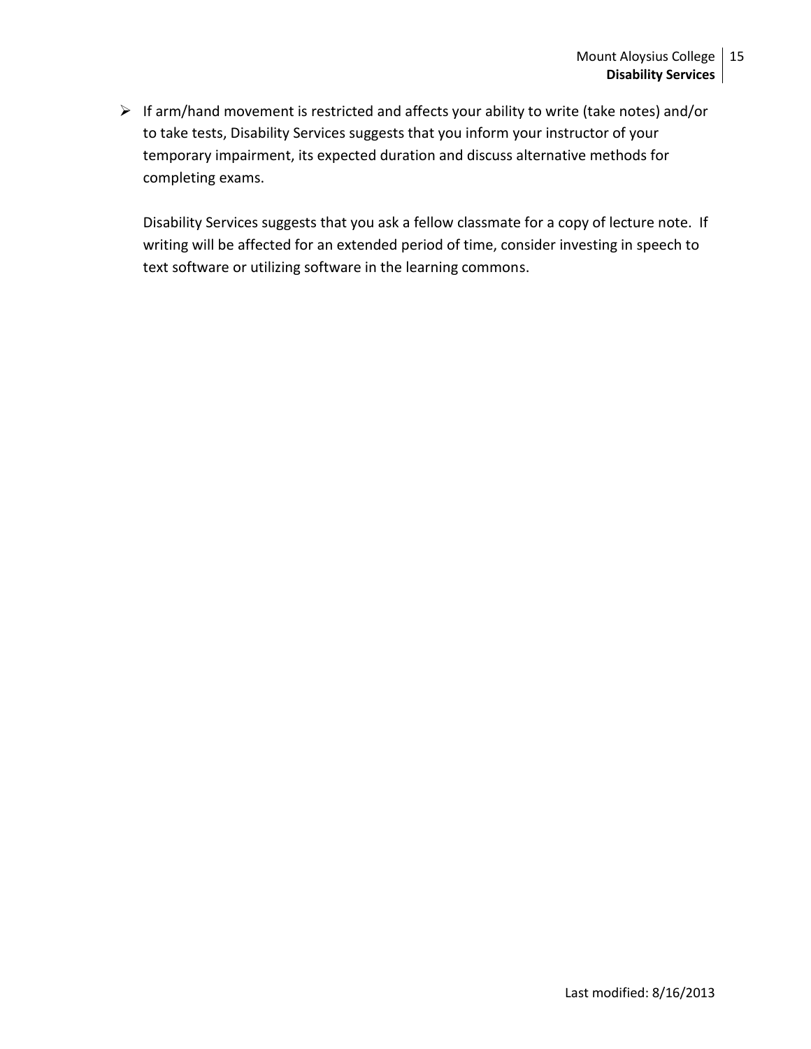- If arm/hand movement is restricted and affects your ability to write (take notes) and/or to take tests, Disability Services suggests that you inform your instructor of your temporary impairment, its expected duration and discuss alternative methods for completing exams.

  Disability Services suggests that you ask a fellow classmate for a copy of lecture note. If writing will be affected for an extended period of time, consider investing in speech to text software or utilizing software in the learning commons.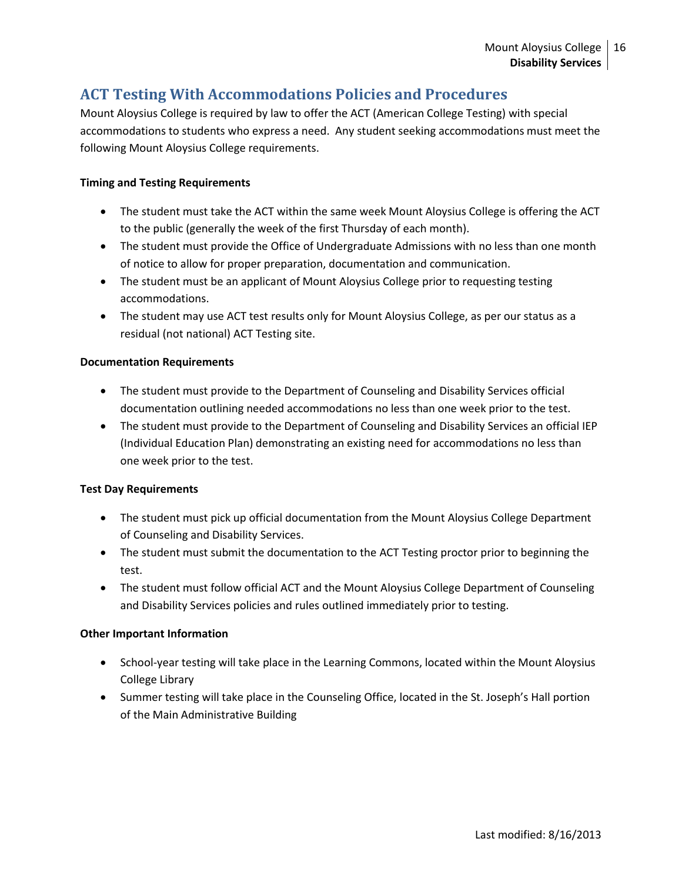## ACT Testing With Accommodations Policies and Procedures

Mount Aloysius College is required by law to offer the ACT (American College Testing) with special accommodations to students who express a need. Any student seeking accommodations must meet the following Mount Aloysius College requirements.

**Timing and Testing Requirements**

- The student must take the ACT within the same week Mount Aloysius College is offering the ACT to the public (generally the week of the first Thursday of each month).
- The student must provide the Office of Undergraduate Admissions with no less than one month of notice to allow for proper preparation, documentation and communication.
- The student must be an applicant of Mount Aloysius College prior to requesting testing accommodations.
- The student may use ACT test results only for Mount Aloysius College, as per our status as a residual (not national) ACT Testing site.

**Documentation Requirements**

- The student must provide to the Department of Counseling and Disability Services official documentation outlining needed accommodations no less than one week prior to the test.
- The student must provide to the Department of Counseling and Disability Services an official IEP (Individual Education Plan) demonstrating an existing need for accommodations no less than one week prior to the test.

**Test Day Requirements**

- The student must pick up official documentation from the Mount Aloysius College Department of Counseling and Disability Services.
- The student must submit the documentation to the ACT Testing proctor prior to beginning the test.
- The student must follow official ACT and the Mount Aloysius College Department of Counseling and Disability Services policies and rules outlined immediately prior to testing.

**Other Important Information**

- School-year testing will take place in the Learning Commons, located within the Mount Aloysius College Library
- Summer testing will take place in the Counseling Office, located in the St. Joseph's Hall portion of the Main Administrative Building

Last modified: 8/16/2013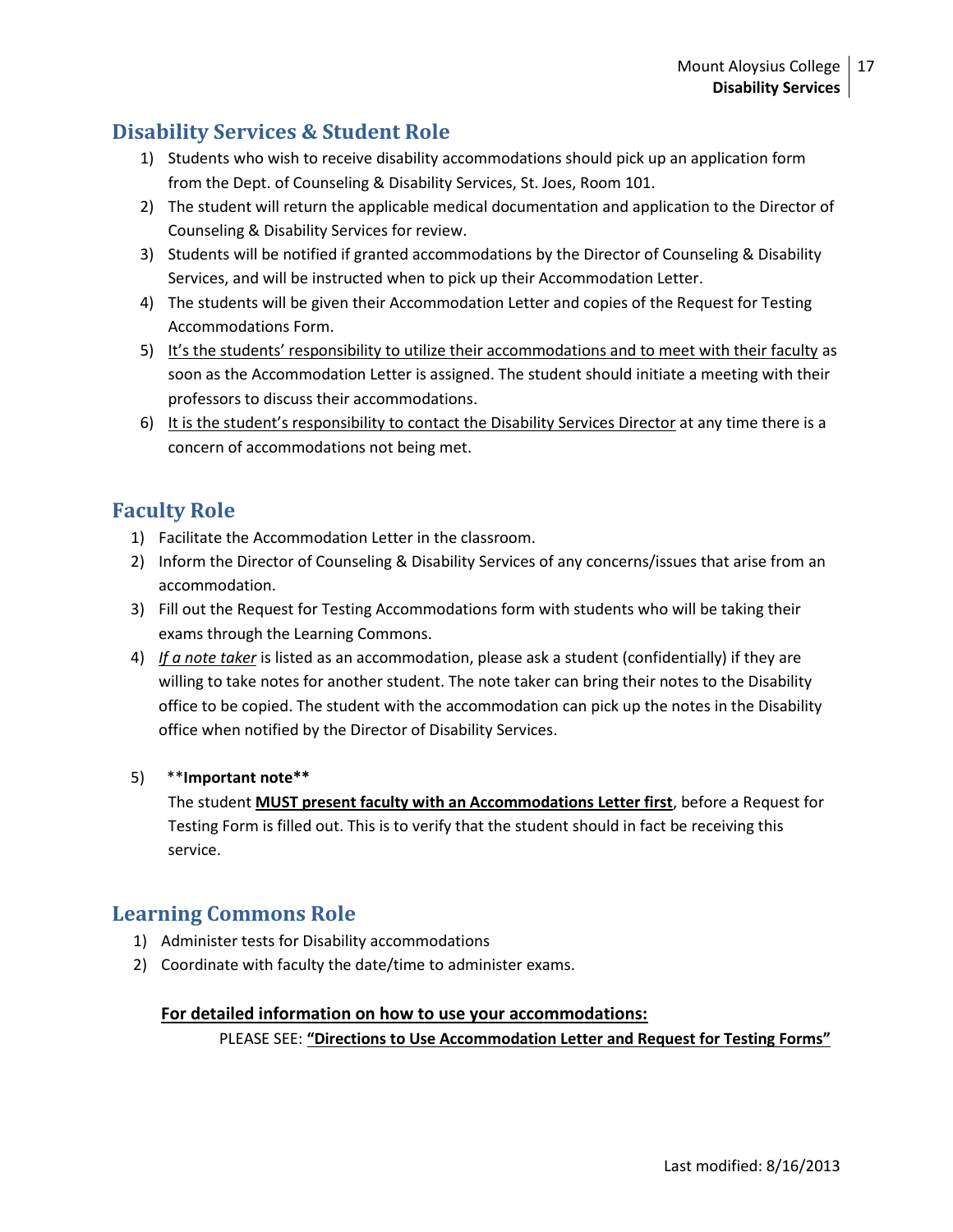## Disability Services & Student Role

1) Students who wish to receive disability accommodations should pick up an application form from the Dept. of Counseling & Disability Services, St. Joes, Room 101.
2) The student will return the applicable medical documentation and application to the Director of Counseling & Disability Services for review.
3) Students will be notified if granted accommodations by the Director of Counseling & Disability Services, and will be instructed when to pick up their Accommodation Letter.
4) The students will be given their Accommodation Letter and copies of the Request for Testing Accommodations Form.
5) <u>It's the students' responsibility to utilize their accommodations and to meet with their faculty</u> as soon as the Accommodation Letter is assigned. The student should initiate a meeting with their professors to discuss their accommodations.
6) <u>It is the student's responsibility to contact the Disability Services Director</u> at any time there is a concern of accommodations not being met.

## Faculty Role

1) Facilitate the Accommodation Letter in the classroom.
2) Inform the Director of Counseling & Disability Services of any concerns/issues that arise from an accommodation.
3) Fill out the Request for Testing Accommodations form with students who will be taking their exams through the Learning Commons.
4) *<u>If a note taker</u>* is listed as an accommodation, please ask a student (confidentially) if they are willing to take notes for another student. The note taker can bring their notes to the Disability office to be copied. The student with the accommodation can pick up the notes in the Disability office when notified by the Director of Disability Services.
5) ****Important note****

   The student **<u>MUST present faculty with an Accommodations Letter first</u>**, before a Request for Testing Form is filled out. This is to verify that the student should in fact be receiving this service.

## Learning Commons Role

1) Administer tests for Disability accommodations
2) Coordinate with faculty the date/time to administer exams.

**<u>For detailed information on how to use your accommodations:</u>**

PLEASE SEE: **<u>"Directions to Use Accommodation Letter and Request for Testing Forms"</u>**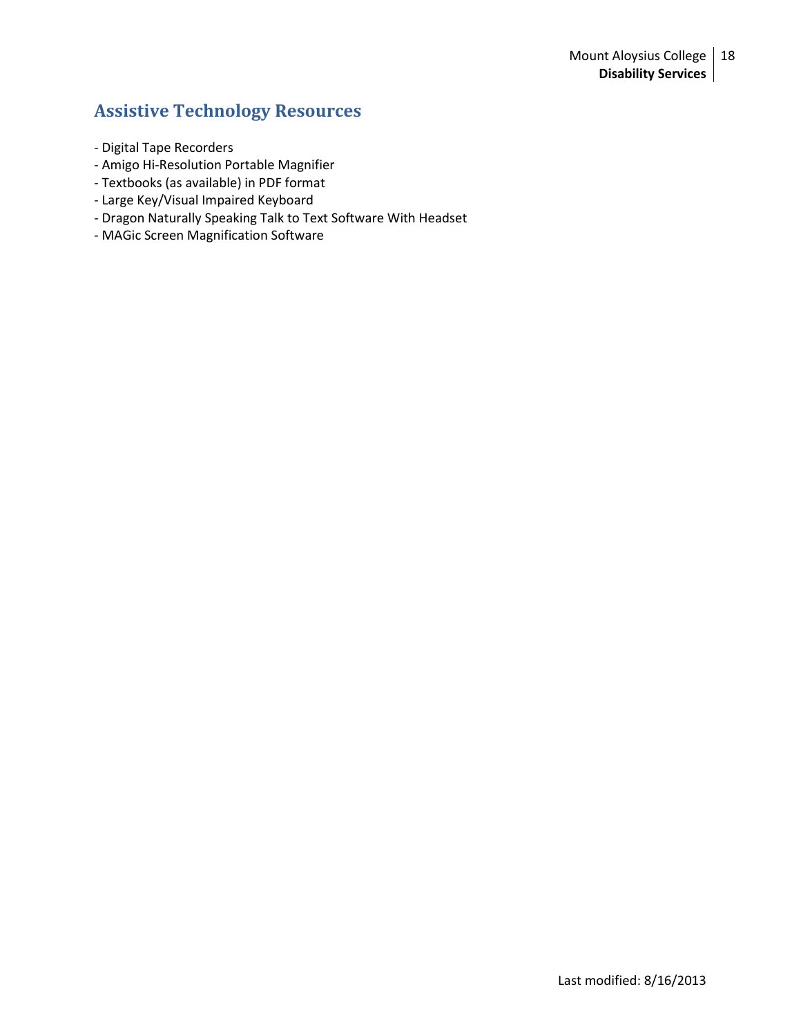## Assistive Technology Resources

- Digital Tape Recorders
- Amigo Hi-Resolution Portable Magnifier
- Textbooks (as available) in PDF format
- Large Key/Visual Impaired Keyboard
- Dragon Naturally Speaking Talk to Text Software With Headset
- MAGic Screen Magnification Software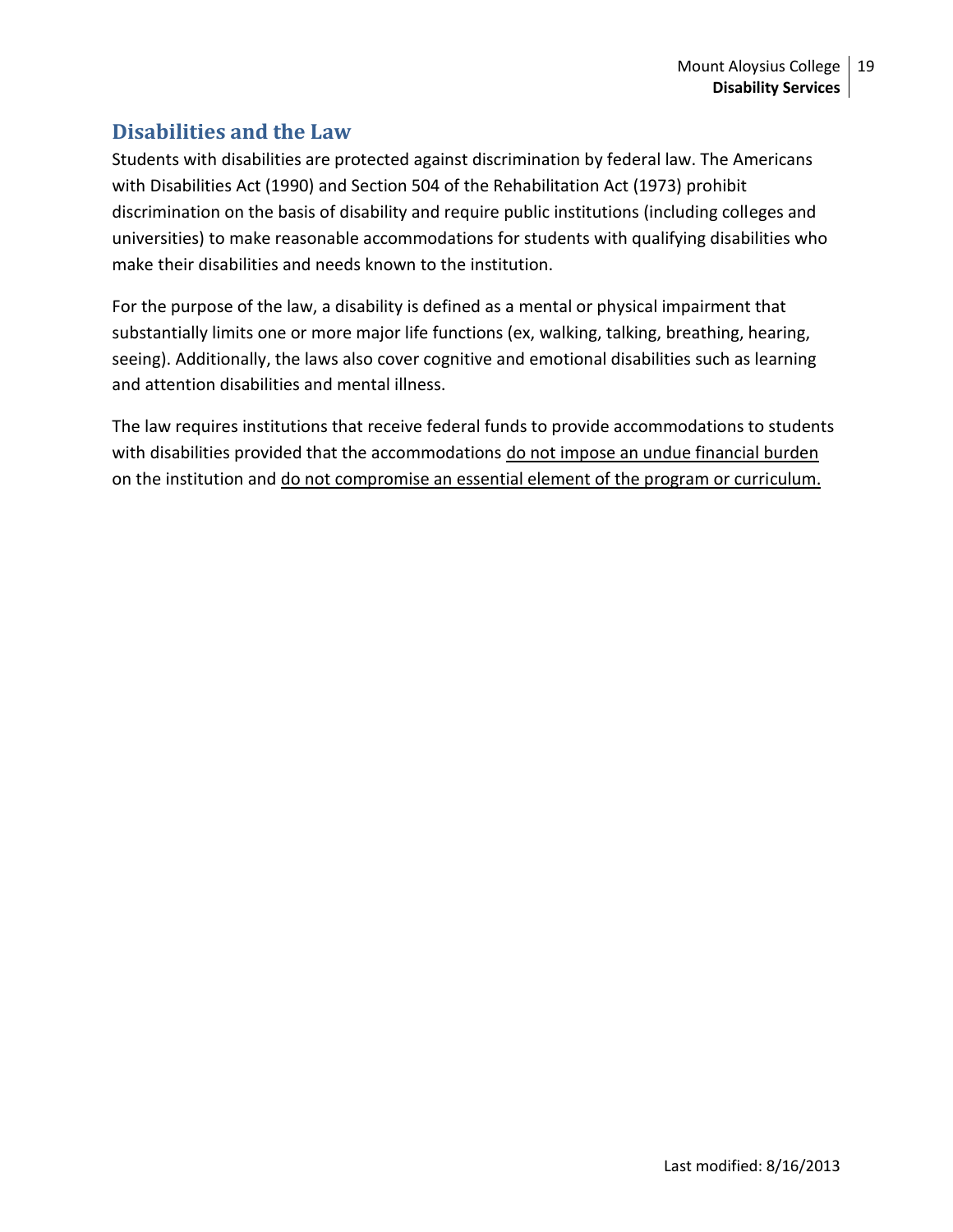## Disabilities and the Law

Students with disabilities are protected against discrimination by federal law. The Americans with Disabilities Act (1990) and Section 504 of the Rehabilitation Act (1973) prohibit discrimination on the basis of disability and require public institutions (including colleges and universities) to make reasonable accommodations for students with qualifying disabilities who make their disabilities and needs known to the institution.

For the purpose of the law, a disability is defined as a mental or physical impairment that substantially limits one or more major life functions (ex, walking, talking, breathing, hearing, seeing). Additionally, the laws also cover cognitive and emotional disabilities such as learning and attention disabilities and mental illness.

The law requires institutions that receive federal funds to provide accommodations to students with disabilities provided that the accommodations <u>do not impose an undue financial burden</u> on the institution and <u>do not compromise an essential element of the program or curriculum.</u>

Last modified: 8/16/2013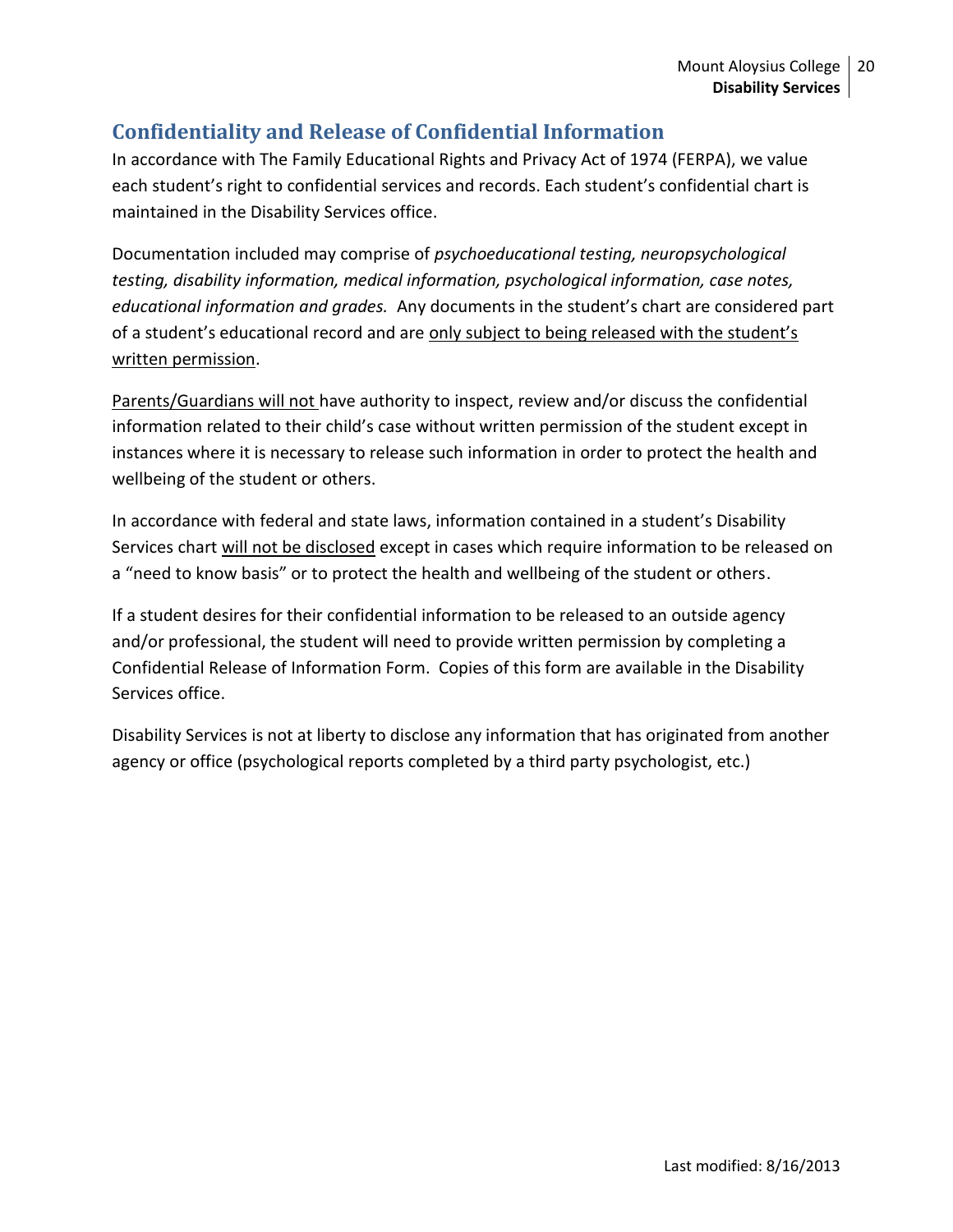## Confidentiality and Release of Confidential Information

In accordance with The Family Educational Rights and Privacy Act of 1974 (FERPA), we value each student's right to confidential services and records. Each student's confidential chart is maintained in the Disability Services office.

Documentation included may comprise of *psychoeducational testing, neuropsychological testing, disability information, medical information, psychological information, case notes, educational information and grades.* Any documents in the student's chart are considered part of a student's educational record and are <u>only subject to being released with the student's written permission</u>.

<u>Parents/Guardians will not</u> have authority to inspect, review and/or discuss the confidential information related to their child's case without written permission of the student except in instances where it is necessary to release such information in order to protect the health and wellbeing of the student or others.

In accordance with federal and state laws, information contained in a student's Disability Services chart <u>will not be disclosed</u> except in cases which require information to be released on a "need to know basis" or to protect the health and wellbeing of the student or others.

If a student desires for their confidential information to be released to an outside agency and/or professional, the student will need to provide written permission by completing a Confidential Release of Information Form. Copies of this form are available in the Disability Services office.

Disability Services is not at liberty to disclose any information that has originated from another agency or office (psychological reports completed by a third party psychologist, etc.)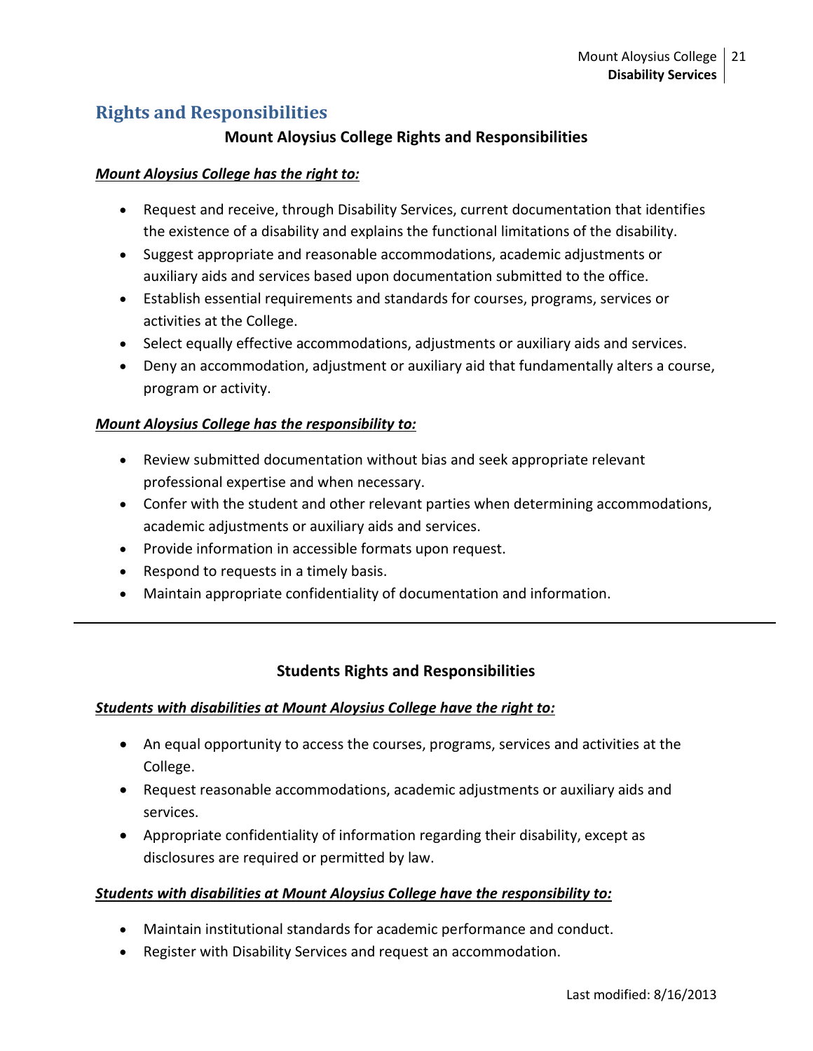## Rights and Responsibilities

### Mount Aloysius College Rights and Responsibilities

***Mount Aloysius College has the right to:***

- Request and receive, through Disability Services, current documentation that identifies the existence of a disability and explains the functional limitations of the disability.
- Suggest appropriate and reasonable accommodations, academic adjustments or auxiliary aids and services based upon documentation submitted to the office.
- Establish essential requirements and standards for courses, programs, services or activities at the College.
- Select equally effective accommodations, adjustments or auxiliary aids and services.
- Deny an accommodation, adjustment or auxiliary aid that fundamentally alters a course, program or activity.

***Mount Aloysius College has the responsibility to:***

- Review submitted documentation without bias and seek appropriate relevant professional expertise and when necessary.
- Confer with the student and other relevant parties when determining accommodations, academic adjustments or auxiliary aids and services.
- Provide information in accessible formats upon request.
- Respond to requests in a timely basis.
- Maintain appropriate confidentiality of documentation and information.

---

### Students Rights and Responsibilities

***Students with disabilities at Mount Aloysius College have the right to:***

- An equal opportunity to access the courses, programs, services and activities at the College.
- Request reasonable accommodations, academic adjustments or auxiliary aids and services.
- Appropriate confidentiality of information regarding their disability, except as disclosures are required or permitted by law.

***Students with disabilities at Mount Aloysius College have the responsibility to:***

- Maintain institutional standards for academic performance and conduct.
- Register with Disability Services and request an accommodation.

Last modified: 8/16/2013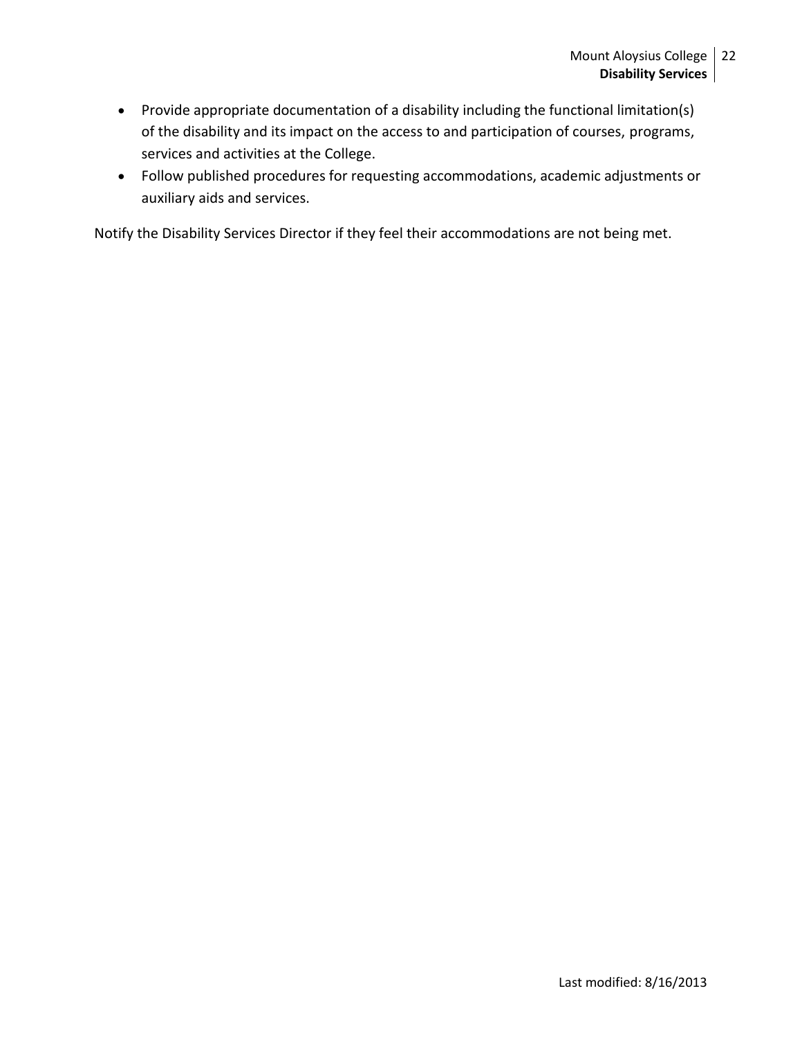- Provide appropriate documentation of a disability including the functional limitation(s) of the disability and its impact on the access to and participation of courses, programs, services and activities at the College.
- Follow published procedures for requesting accommodations, academic adjustments or auxiliary aids and services.

Notify the Disability Services Director if they feel their accommodations are not being met.

Last modified: 8/16/2013